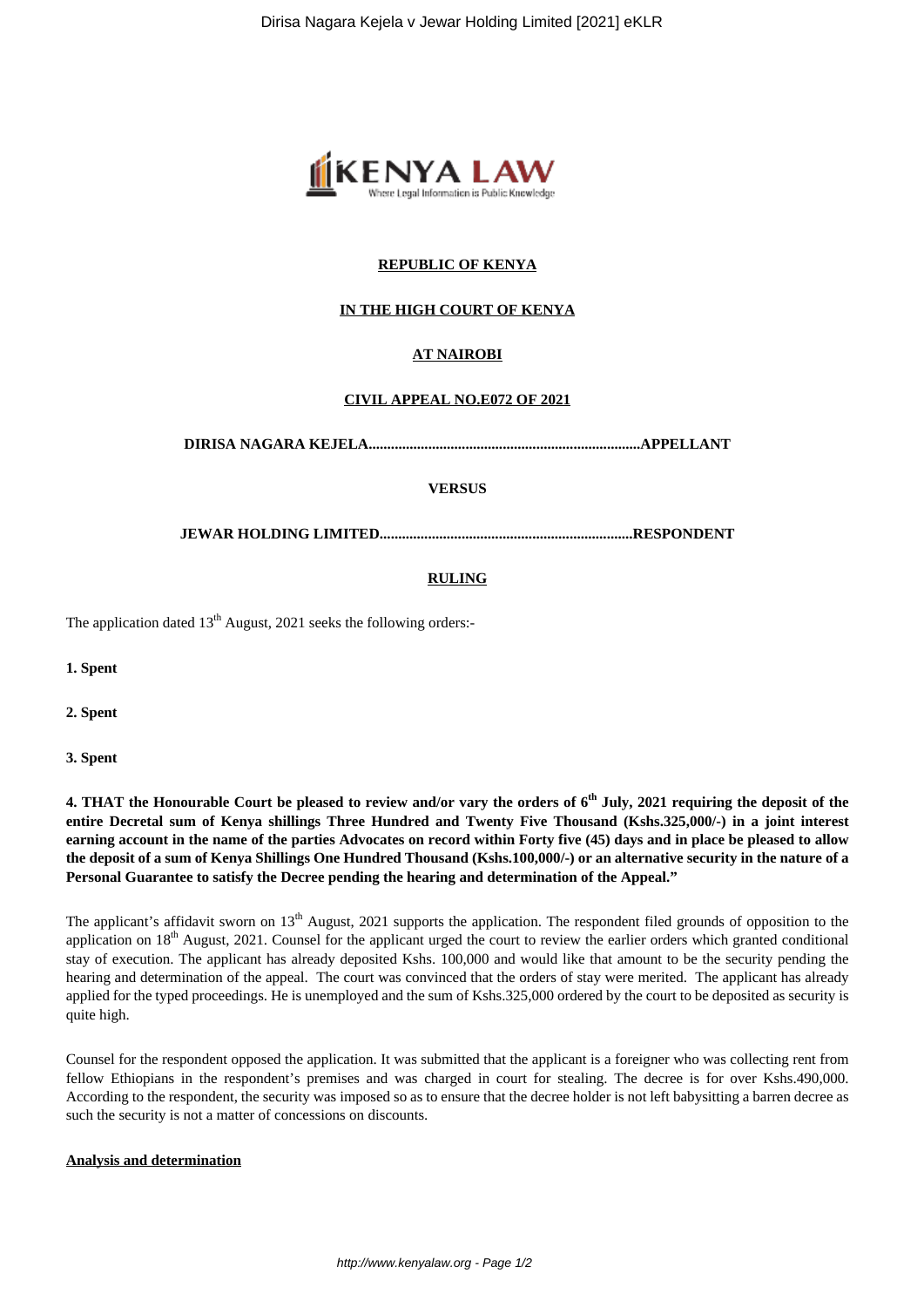**REPUBLIC OF KENYA**

**IN THE HIGH COURT OF KENYA**

**AT NAIROBI**

**CIVIL APPEAL NO.E072 OF 2021**

**DIRISA NAGARA KEJELA.........................................................................APPELLANT**

**VERSUS**

**JEWAR HOLDING LIMITED....................................................................RESPONDENT**

**RULING**

The application dated 13th August, 2021 seeks the following orders:-

**1. Spent**

**2. Spent**

**3. Spent**

**4. THAT the Honourable Court be pleased to review and/or vary the orders of 6th July, 2021 requiring the deposit of the entire Decretal sum of Kenya shillings Three Hundred and Twenty Five Thousand (Kshs.325,000/-) in a joint interest earning account in the name of the parties Advocates on record within Forty five (45) days and in place be pleased to allow the deposit of a sum of Kenya Shillings One Hundred Thousand (Kshs.100,000/-) or an alternative security in the nature of a Personal Guarantee to satisfy the Decree pending the hearing and determination of the Appeal."**

The applicant's affidavit sworn on 13th August, 2021 supports the application. The respondent filed grounds of opposition to the application on 18th August, 2021. Counsel for the applicant urged the court to review the earlier orders which granted conditional stay of execution. The applicant has already deposited Kshs. 100,000 and would like that amount to be the security pending the hearing and determination of the appeal. The court was convinced that the orders of stay were merited. The applicant has already applied for the typed proceedings. He is unemployed and the sum of Kshs.325,000 ordered by the court to be deposited as security is quite high.

Counsel for the respondent opposed the application. It was submitted that the applicant is a foreigner who was collecting rent from fellow Ethiopians in the respondent's premises and was charged in court for stealing. The decree is for over Kshs.490,000. According to the respondent, the security was imposed so as to ensure that the decree holder is not left babysitting a barren decree as such the security is not a matter of concessions on discounts.

**Analysis and determination**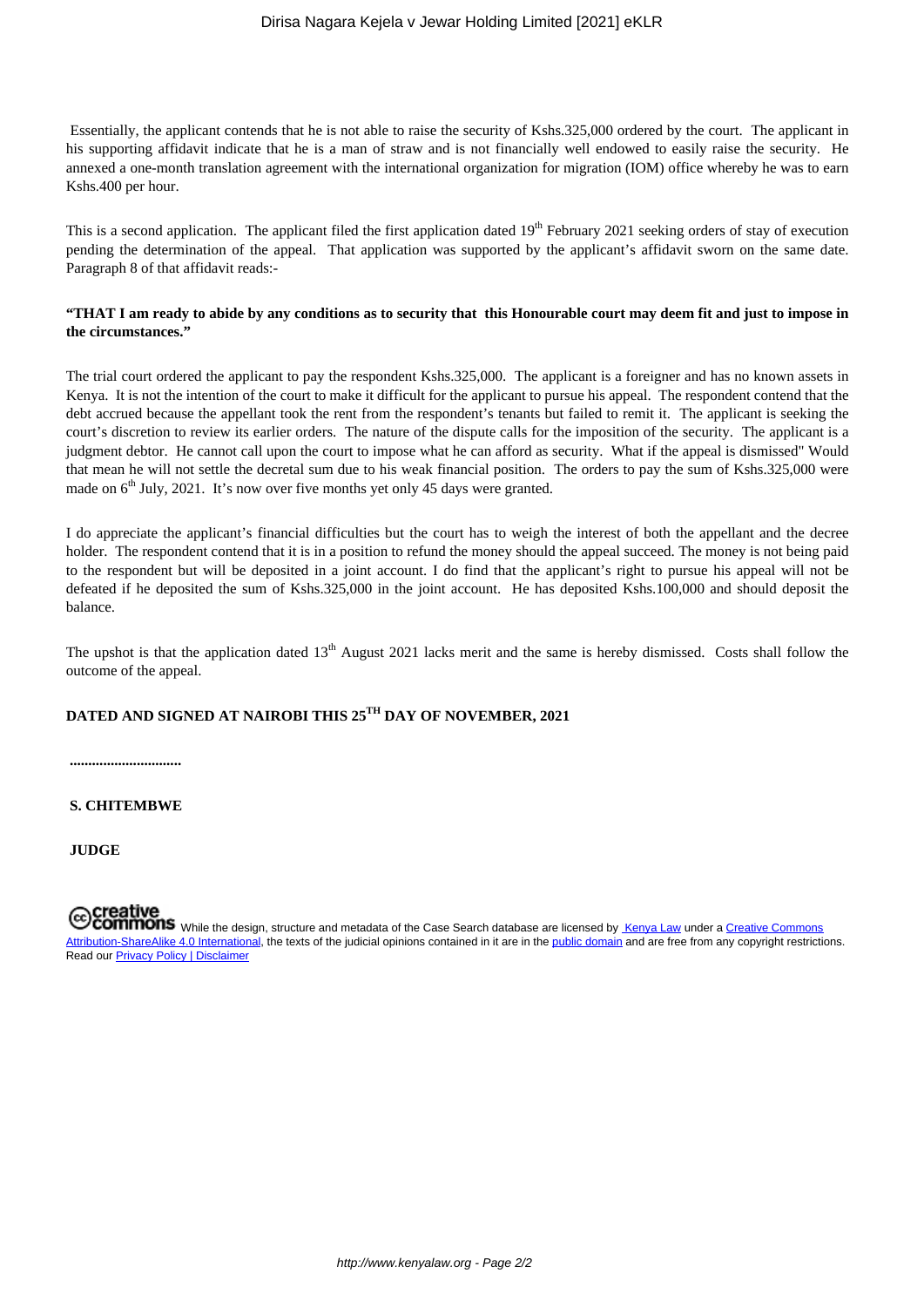Essentially, the applicant contends that he is not able to raise the security of Kshs.325,000 ordered by the court. The applicant in his supporting affidavit indicate that he is a man of straw and is not financially well endowed to easily raise the security. He annexed a one-month translation agreement with the international organization for migration (IOM) office whereby he was to earn Kshs.400 per hour.

This is a second application. The applicant filed the first application dated 19th February 2021 seeking orders of stay of execution pending the determination of the appeal. That application was supported by the applicant's affidavit sworn on the same date. Paragraph 8 of that affidavit reads:-

**"THAT I am ready to abide by any conditions as to security that this Honourable court may deem fit and just to impose in the circumstances."**

The trial court ordered the applicant to pay the respondent Kshs.325,000. The applicant is a foreigner and has no known assets in Kenya. It is not the intention of the court to make it difficult for the applicant to pursue his appeal. The respondent contend that the debt accrued because the appellant took the rent from the respondent's tenants but failed to remit it. The applicant is seeking the court's discretion to review its earlier orders. The nature of the dispute calls for the imposition of the security. The applicant is a judgment debtor. He cannot call upon the court to impose what he can afford as security. What if the appeal is dismissed" Would that mean he will not settle the decretal sum due to his weak financial position. The orders to pay the sum of Kshs.325,000 were made on 6th July, 2021. It's now over five months yet only 45 days were granted.

I do appreciate the applicant's financial difficulties but the court has to weigh the interest of both the appellant and the decree holder. The respondent contend that it is in a position to refund the money should the appeal succeed. The money is not being paid to the respondent but will be deposited in a joint account. I do find that the applicant's right to pursue his appeal will not be defeated if he deposited the sum of Kshs.325,000 in the joint account. He has deposited Kshs.100,000 and should deposit the balance.

The upshot is that the application dated 13th August 2021 lacks merit and the same is hereby dismissed. Costs shall follow the outcome of the appeal.

**DATED AND SIGNED AT NAIROBI THIS 25TH DAY OF NOVEMBER, 2021**

**.............................**

**S. CHITEMBWE**

**JUDGE**

While the design, structure and metadata of the Case Search database are licensed by Kenya Law under a Creative Commons Attribution-ShareAlike 4.0 International, the texts of the judicial opinions contained in it are in the public domain and are free from any copyright restrictions. Read our Privacy Policy | Disclaimer